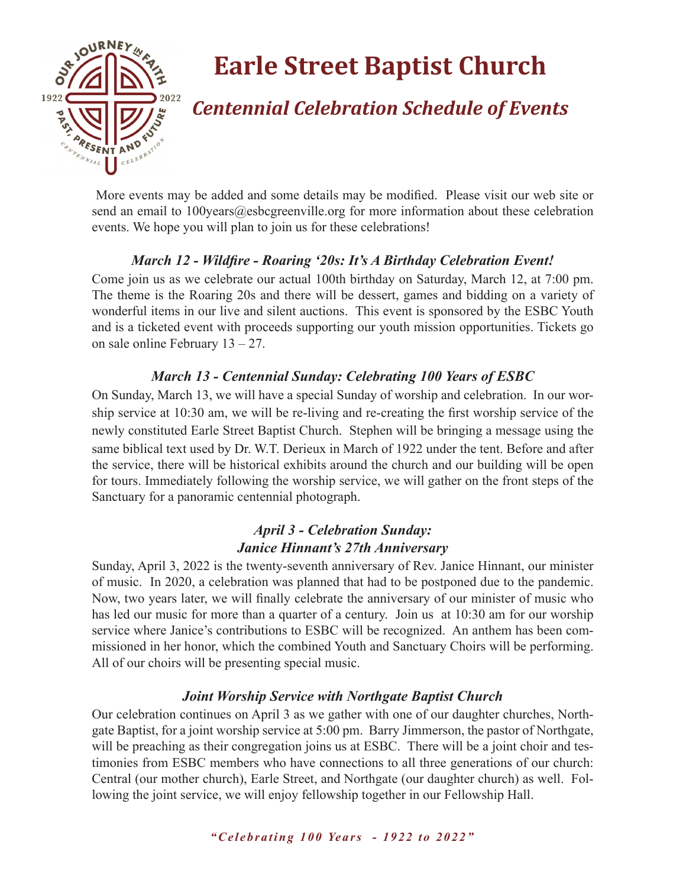# Earle Street Baptist Church

## *Centennial Celebration Schedule of Events*

More events may be added and some details may be modified. Please visit our web site or send an email to 100years@esbcgreenville.org for more information about these celebration events. We hope you will plan to join us for these celebrations!

### *March 12 - Wildfire - Roaring '20s: It's A Birthday Celebration Event!*

Come join us as we celebrate our actual 100th birthday on Saturday, March 12, at 7:00 pm. The theme is the Roaring 20s and there will be dessert, games and bidding on a variety of wonderful items in our live and silent auctions. This event is sponsored by the ESBC Youth and is a ticketed event with proceeds supporting our youth mission opportunities. Tickets go on sale online February 13 – 27.

### *March 13 - Centennial Sunday: Celebrating 100 Years of ESBC*

On Sunday, March 13, we will have a special Sunday of worship and celebration. In our worship service at 10:30 am, we will be re-living and re-creating the first worship service of the newly constituted Earle Street Baptist Church. Stephen will be bringing a message using the same biblical text used by Dr. W.T. Derieux in March of 1922 under the tent. Before and after the service, there will be historical exhibits around the church and our building will be open for tours. Immediately following the worship service, we will gather on the front steps of the Sanctuary for a panoramic centennial photograph.

### *April 3 - Celebration Sunday: Janice Hinnant's 27th Anniversary*

Sunday, April 3, 2022 is the twenty-seventh anniversary of Rev. Janice Hinnant, our minister of music. In 2020, a celebration was planned that had to be postponed due to the pandemic. Now, two years later, we will finally celebrate the anniversary of our minister of music who has led our music for more than a quarter of a century. Join us at 10:30 am for our worship service where Janice's contributions to ESBC will be recognized. An anthem has been commissioned in her honor, which the combined Youth and Sanctuary Choirs will be performing. All of our choirs will be presenting special music.

### *Joint Worship Service with Northgate Baptist Church*

Our celebration continues on April 3 as we gather with one of our daughter churches, Northgate Baptist, for a joint worship service at 5:00 pm. Barry Jimmerson, the pastor of Northgate, will be preaching as their congregation joins us at ESBC. There will be a joint choir and testimonies from ESBC members who have connections to all three generations of our church: Central (our mother church), Earle Street, and Northgate (our daughter church) as well. Following the joint service, we will enjoy fellowship together in our Fellowship Hall.

*"Celebrating 100 Years - 1922 to 2022"*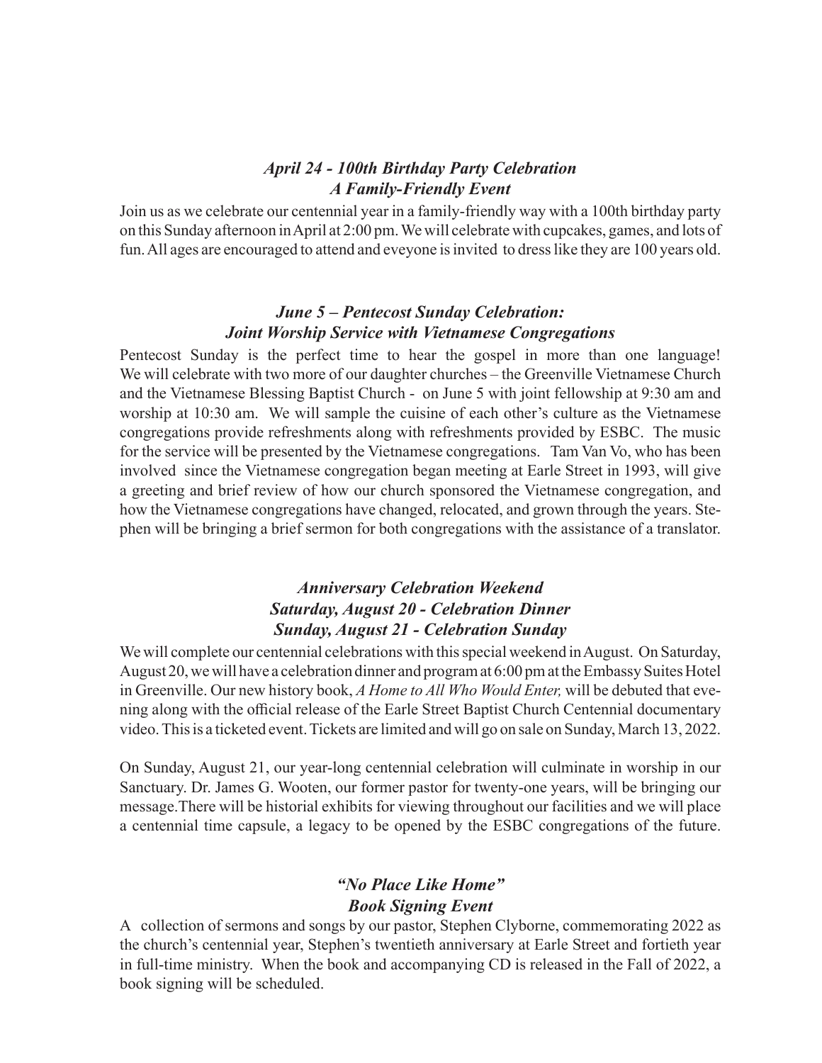### *April 24 - 100th Birthday Party Celebration*
### *A Family-Friendly Event*

Join us as we celebrate our centennial year in a family-friendly way with a 100th birthday party on this Sunday afternoon in April at 2:00 pm. We will celebrate with cupcakes, games, and lots of fun. All ages are encouraged to attend and eveyone is invited to dress like they are 100 years old.

### *June 5 – Pentecost Sunday Celebration:*
### *Joint Worship Service with Vietnamese Congregations*

Pentecost Sunday is the perfect time to hear the gospel in more than one language! We will celebrate with two more of our daughter churches – the Greenville Vietnamese Church and the Vietnamese Blessing Baptist Church - on June 5 with joint fellowship at 9:30 am and worship at 10:30 am. We will sample the cuisine of each other's culture as the Vietnamese congregations provide refreshments along with refreshments provided by ESBC. The music for the service will be presented by the Vietnamese congregations. Tam Van Vo, who has been involved since the Vietnamese congregation began meeting at Earle Street in 1993, will give a greeting and brief review of how our church sponsored the Vietnamese congregation, and how the Vietnamese congregations have changed, relocated, and grown through the years. Stephen will be bringing a brief sermon for both congregations with the assistance of a translator.

### *Anniversary Celebration Weekend*
### *Saturday, August 20 - Celebration Dinner*
### *Sunday, August 21 - Celebration Sunday*

We will complete our centennial celebrations with this special weekend in August. On Saturday, August 20, we will have a celebration dinner and program at 6:00 pm at the Embassy Suites Hotel in Greenville. Our new history book, *A Home to All Who Would Enter,* will be debuted that evening along with the official release of the Earle Street Baptist Church Centennial documentary video. This is a ticketed event. Tickets are limited and will go on sale on Sunday, March 13, 2022.

On Sunday, August 21, our year-long centennial celebration will culminate in worship in our Sanctuary. Dr. James G. Wooten, our former pastor for twenty-one years, will be bringing our message.There will be historial exhibits for viewing throughout our facilities and we will place a centennial time capsule, a legacy to be opened by the ESBC congregations of the future.

### *"No Place Like Home"*
### *Book Signing Event*

A collection of sermons and songs by our pastor, Stephen Clyborne, commemorating 2022 as the church's centennial year, Stephen's twentieth anniversary at Earle Street and fortieth year in full-time ministry. When the book and accompanying CD is released in the Fall of 2022, a book signing will be scheduled.